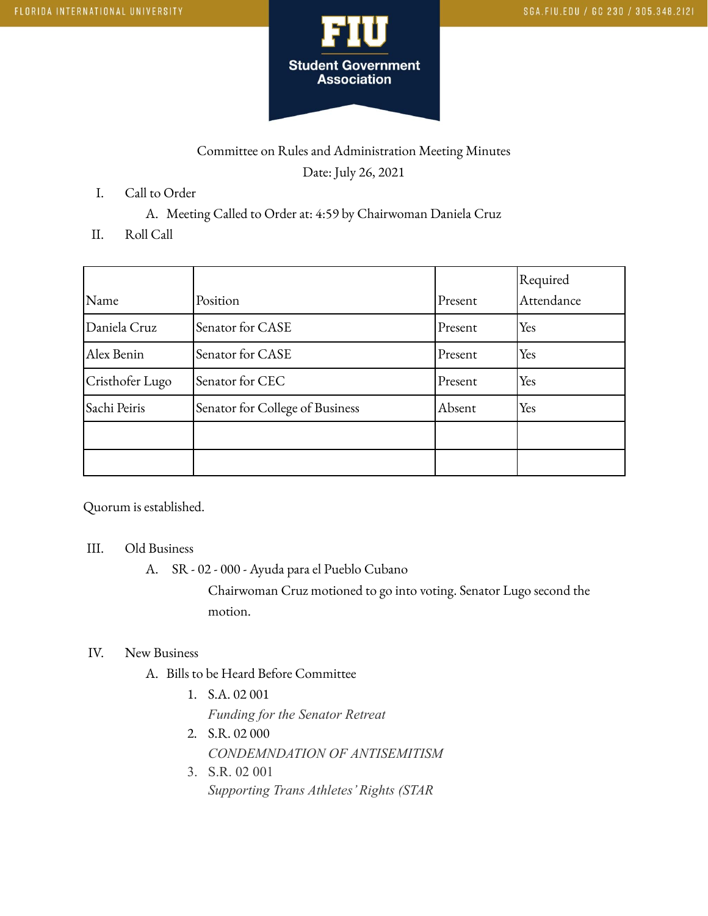FLORIDA INTERNATIONAL UNIVERSITY

SGA.FIU.EDU / GC 230 / 305.348.2121

**FIU Student Government Association**

Committee on Rules and Administration Meeting Minutes

Date: July 26, 2021

I. Call to Order
   A. Meeting Called to Order at: 4:59 by Chairwoman Daniela Cruz

II. Roll Call

| Name | Position | Present | Required Attendance |
|---|---|---|---|
| Daniela Cruz | Senator for CASE | Present | Yes |
| Alex Benin | Senator for CASE | Present | Yes |
| Cristhofer Lugo | Senator for CEC | Present | Yes |
| Sachi Peiris | Senator for College of Business | Absent | Yes |
| | | | |
| | | | |

Quorum is established.

III. Old Business
   A. SR - 02 - 000 - Ayuda para el Pueblo Cubano

      Chairwoman Cruz motioned to go into voting. Senator Lugo second the motion.

IV. New Business
   A. Bills to be Heard Before Committee
      1. S.A. 02 001
         *Funding for the Senator Retreat*
      2. S.R. 02 000
         *CONDEMNDATION OF ANTISEMITISM*
      3. S.R. 02 001
         *Supporting Trans Athletes' Rights (STAR*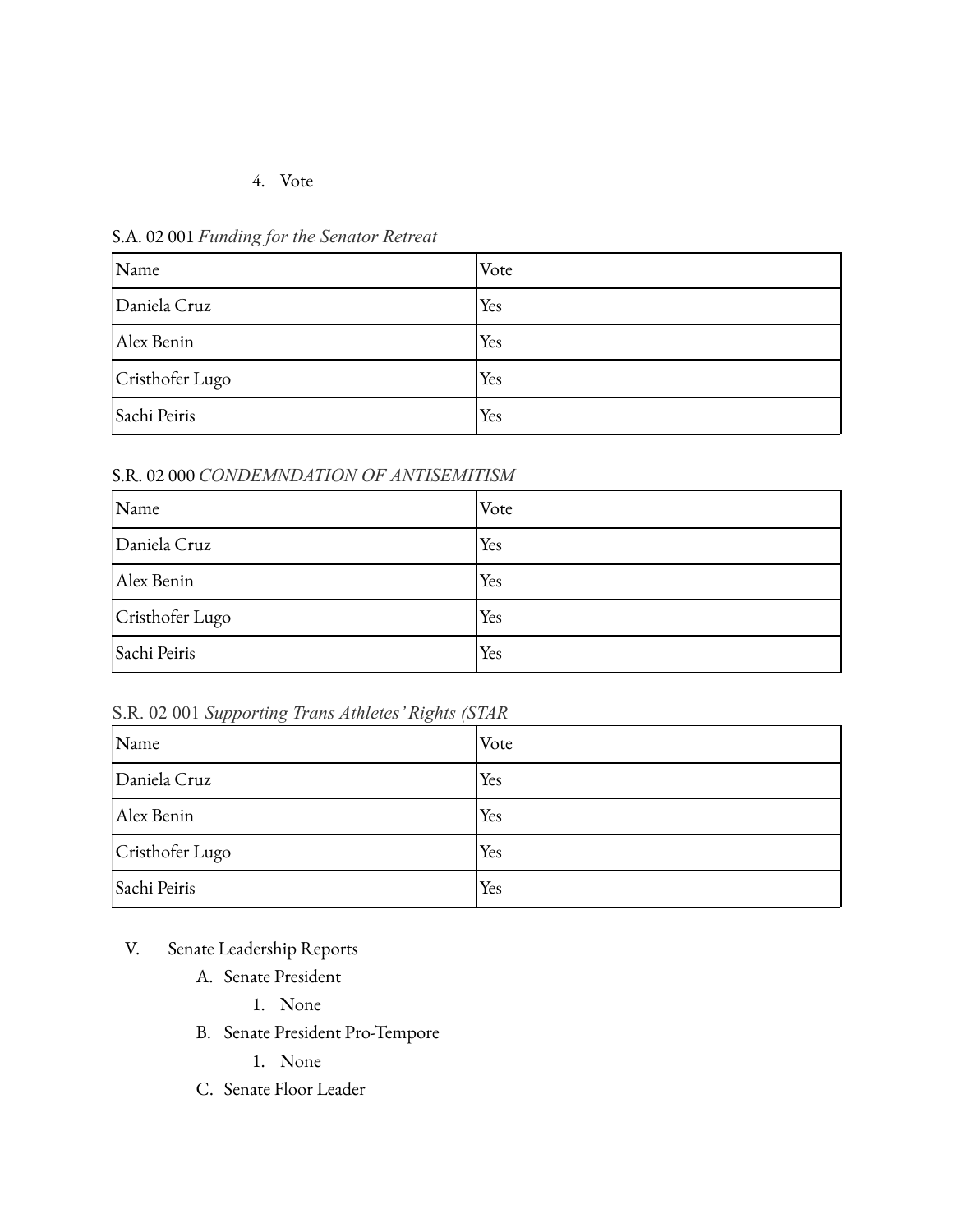4. Vote

S.A. 02 001 *Funding for the Senator Retreat*

| Name | Vote |
| --- | --- |
| Daniela Cruz | Yes |
| Alex Benin | Yes |
| Cristhofer Lugo | Yes |
| Sachi Peiris | Yes |

S.R. 02 000 *CONDEMNDATION OF ANTISEMITISM*

| Name | Vote |
| --- | --- |
| Daniela Cruz | Yes |
| Alex Benin | Yes |
| Cristhofer Lugo | Yes |
| Sachi Peiris | Yes |

S.R. 02 001 *Supporting Trans Athletes' Rights (STAR*

| Name | Vote |
| --- | --- |
| Daniela Cruz | Yes |
| Alex Benin | Yes |
| Cristhofer Lugo | Yes |
| Sachi Peiris | Yes |

V. Senate Leadership Reports
   A. Senate President
      1. None
   B. Senate President Pro-Tempore
      1. None
   C. Senate Floor Leader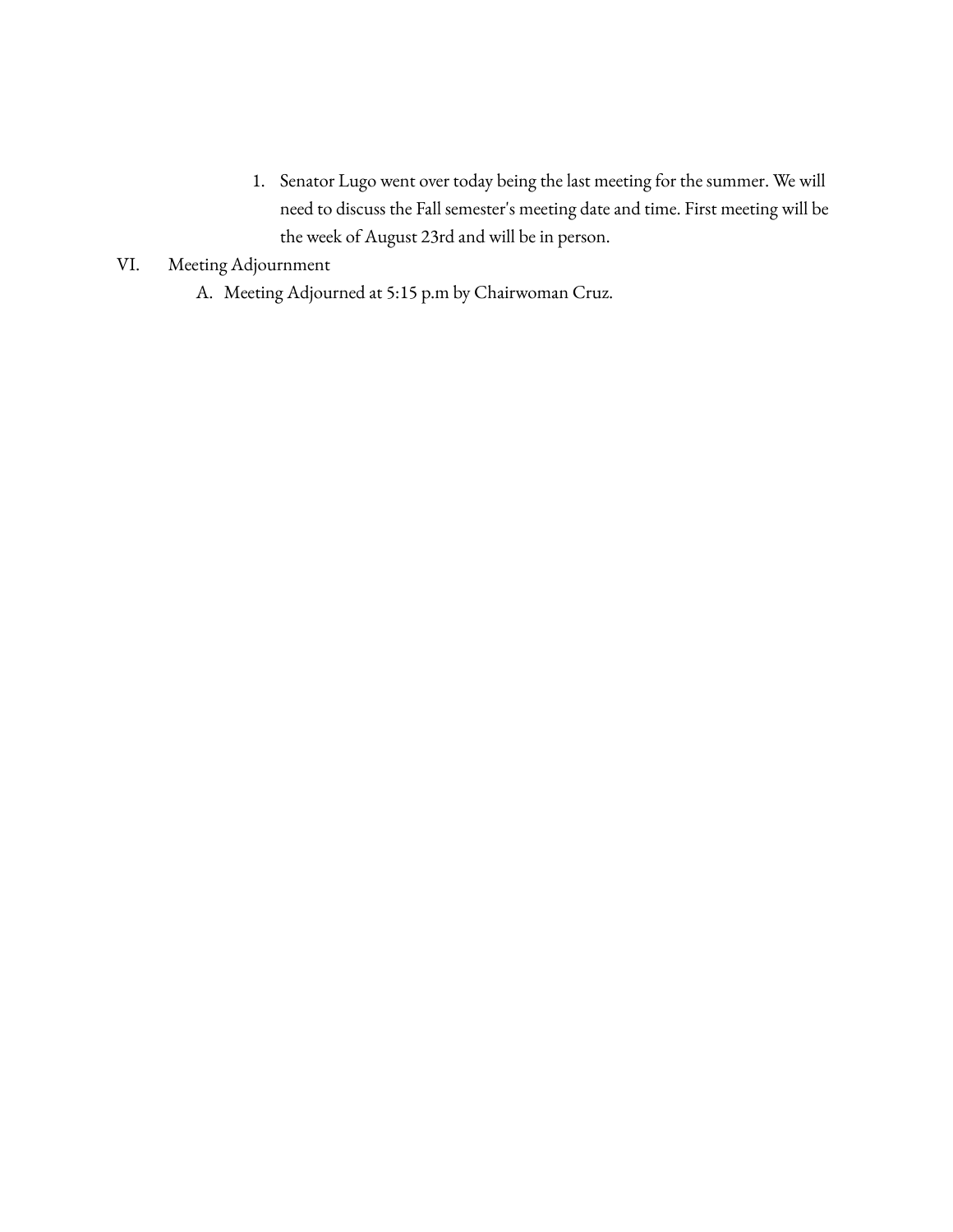1. Senator Lugo went over today being the last meeting for the summer. We will need to discuss the Fall semester's meeting date and time. First meeting will be the week of August 23rd and will be in person.

VI. Meeting Adjournment

   A. Meeting Adjourned at 5:15 p.m by Chairwoman Cruz.